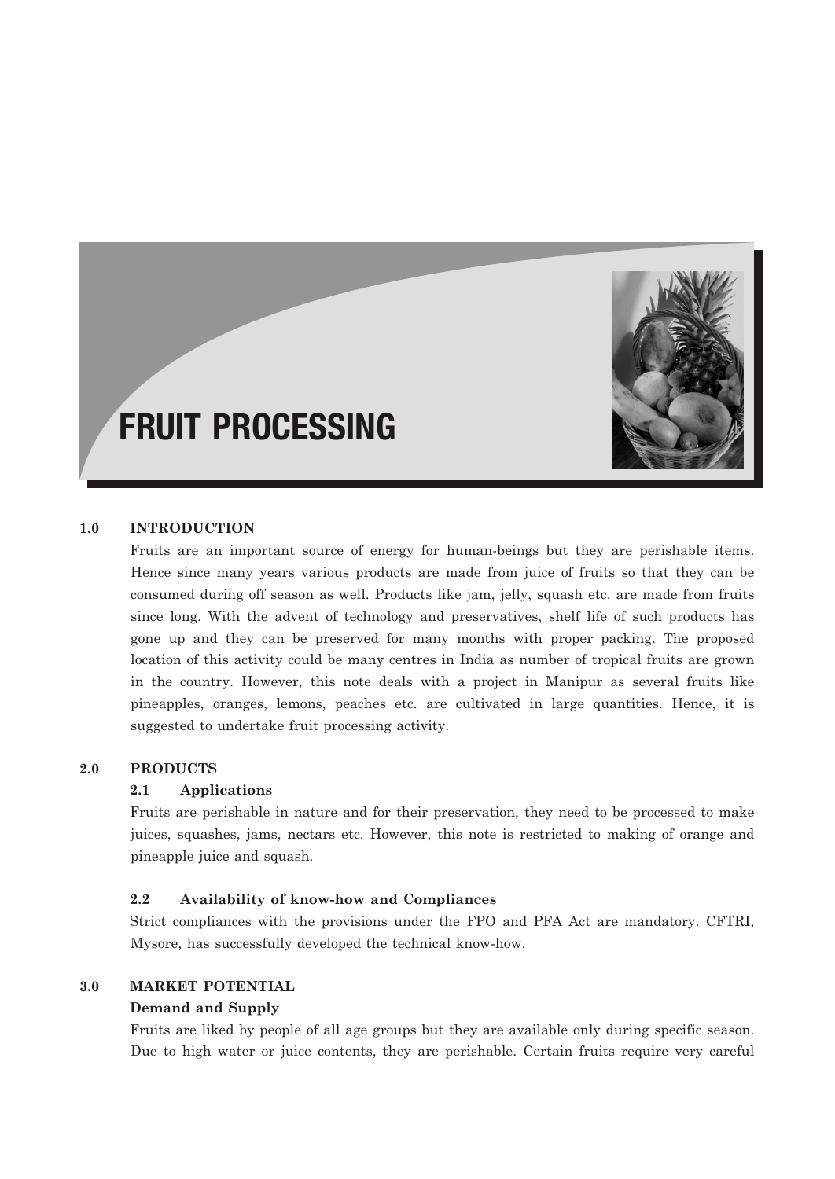# FRUIT PROCESSING

## 1.0 INTRODUCTION

Fruits are an important source of energy for human-beings but they are perishable items. Hence since many years various products are made from juice of fruits so that they can be consumed during off season as well. Products like jam, jelly, squash etc. are made from fruits since long. With the advent of technology and preservatives, shelf life of such products has gone up and they can be preserved for many months with proper packing. The proposed location of this activity could be many centres in India as number of tropical fruits are grown in the country. However, this note deals with a project in Manipur as several fruits like pineapples, oranges, lemons, peaches etc. are cultivated in large quantities. Hence, it is suggested to undertake fruit processing activity.

## 2.0 PRODUCTS

### 2.1 Applications

Fruits are perishable in nature and for their preservation, they need to be processed to make juices, squashes, jams, nectars etc. However, this note is restricted to making of orange and pineapple juice and squash.

### 2.2 Availability of know-how and Compliances

Strict compliances with the provisions under the FPO and PFA Act are mandatory. CFTRI, Mysore, has successfully developed the technical know-how.

## 3.0 MARKET POTENTIAL

**Demand and Supply**

Fruits are liked by people of all age groups but they are available only during specific season. Due to high water or juice contents, they are perishable. Certain fruits require very careful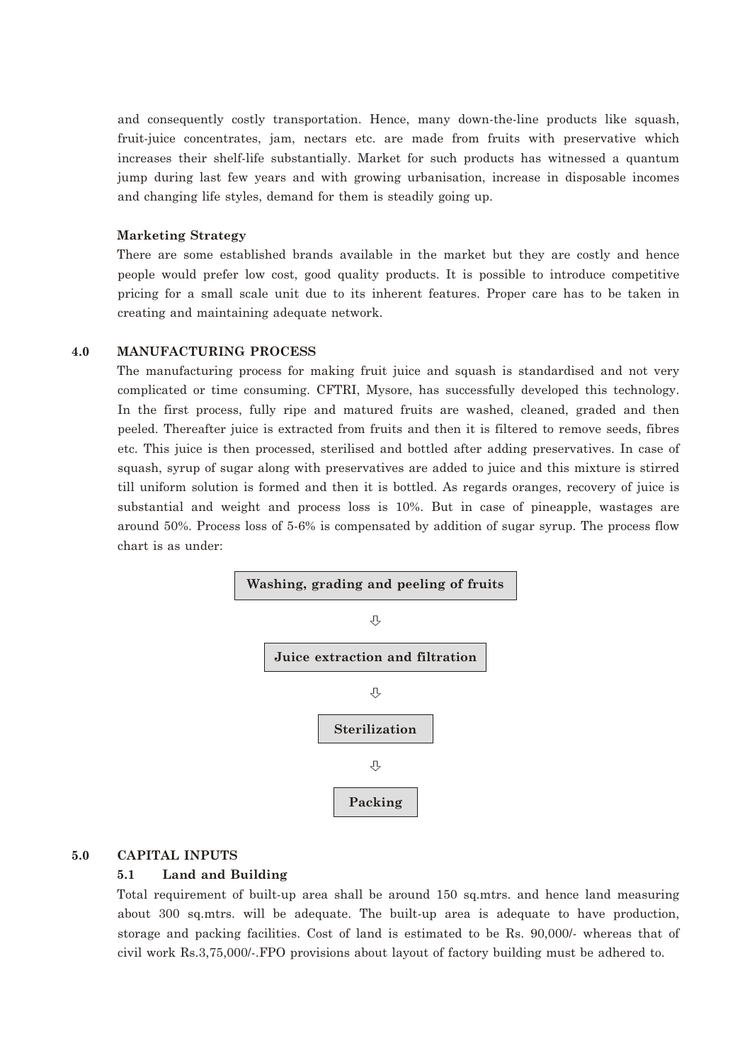and consequently costly transportation. Hence, many down-the-line products like squash, fruit-juice concentrates, jam, nectars etc. are made from fruits with preservative which increases their shelf-life substantially. Market for such products has witnessed a quantum jump during last few years and with growing urbanisation, increase in disposable incomes and changing life styles, demand for them is steadily going up.

**Marketing Strategy**

There are some established brands available in the market but they are costly and hence people would prefer low cost, good quality products. It is possible to introduce competitive pricing for a small scale unit due to its inherent features. Proper care has to be taken in creating and maintaining adequate network.

## 4.0 MANUFACTURING PROCESS

The manufacturing process for making fruit juice and squash is standardised and not very complicated or time consuming. CFTRI, Mysore, has successfully developed this technology. In the first process, fully ripe and matured fruits are washed, cleaned, graded and then peeled. Thereafter juice is extracted from fruits and then it is filtered to remove seeds, fibres etc. This juice is then processed, sterilised and bottled after adding preservatives. In case of squash, syrup of sugar along with preservatives are added to juice and this mixture is stirred till uniform solution is formed and then it is bottled. As regards oranges, recovery of juice is substantial and weight and process loss is 10%. But in case of pineapple, wastages are around 50%. Process loss of 5-6% is compensated by addition of sugar syrup. The process flow chart is as under:

**Washing, grading and peeling of fruits**

⇩

**Juice extraction and filtration**

⇩

**Sterilization**

⇩

**Packing**

## 5.0 CAPITAL INPUTS

### 5.1 Land and Building

Total requirement of built-up area shall be around 150 sq.mtrs. and hence land measuring about 300 sq.mtrs. will be adequate. The built-up area is adequate to have production, storage and packing facilities. Cost of land is estimated to be Rs. 90,000/- whereas that of civil work Rs.3,75,000/-.FPO provisions about layout of factory building must be adhered to.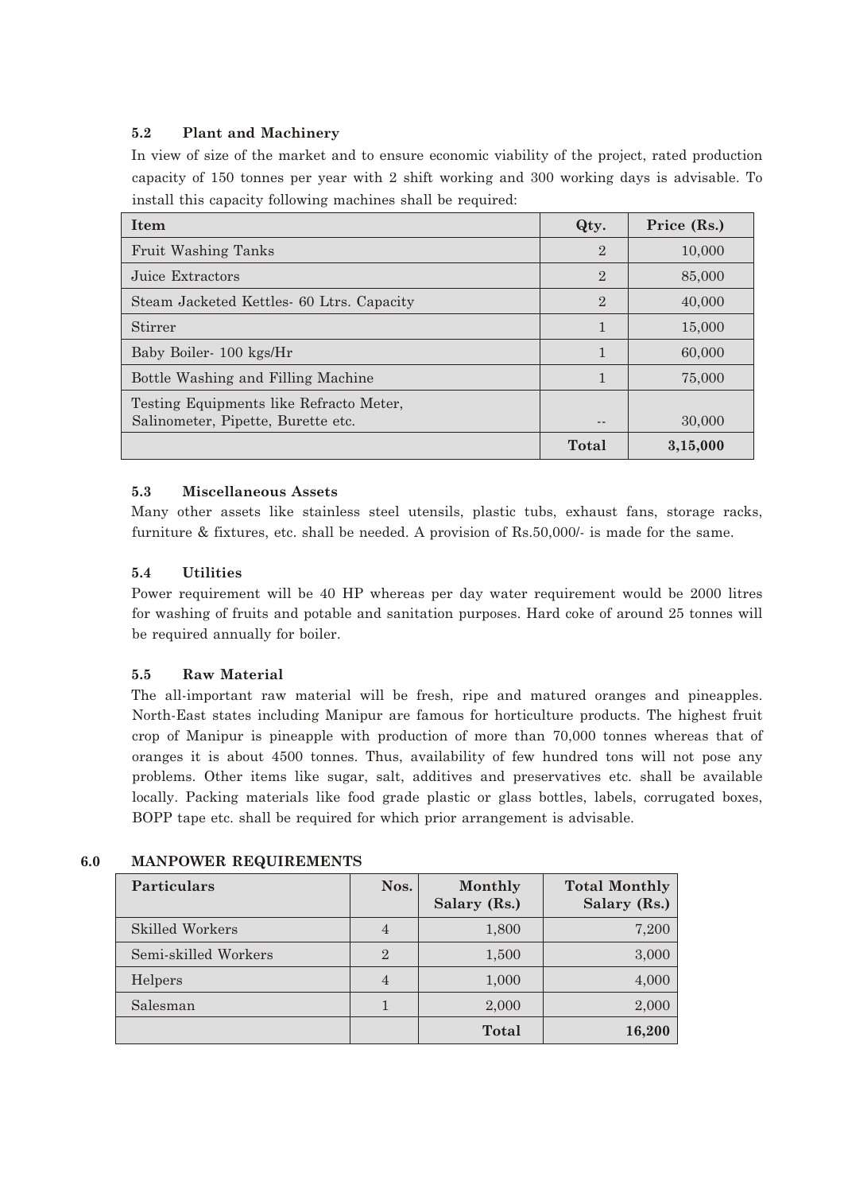### 5.2 Plant and Machinery

In view of size of the market and to ensure economic viability of the project, rated production capacity of 150 tonnes per year with 2 shift working and 300 working days is advisable. To install this capacity following machines shall be required:

| Item | Qty. | Price (Rs.) |
|---|---|---|
| Fruit Washing Tanks | 2 | 10,000 |
| Juice Extractors | 2 | 85,000 |
| Steam Jacketed Kettles- 60 Ltrs. Capacity | 2 | 40,000 |
| Stirrer | 1 | 15,000 |
| Baby Boiler- 100 kgs/Hr | 1 | 60,000 |
| Bottle Washing and Filling Machine | 1 | 75,000 |
| Testing Equipments like Refracto Meter, Salinometer, Pipette, Burette etc. | -- | 30,000 |
| | **Total** | **3,15,000** |

### 5.3 Miscellaneous Assets

Many other assets like stainless steel utensils, plastic tubs, exhaust fans, storage racks, furniture & fixtures, etc. shall be needed. A provision of Rs.50,000/- is made for the same.

### 5.4 Utilities

Power requirement will be 40 HP whereas per day water requirement would be 2000 litres for washing of fruits and potable and sanitation purposes. Hard coke of around 25 tonnes will be required annually for boiler.

### 5.5 Raw Material

The all-important raw material will be fresh, ripe and matured oranges and pineapples. North-East states including Manipur are famous for horticulture products. The highest fruit crop of Manipur is pineapple with production of more than 70,000 tonnes whereas that of oranges it is about 4500 tonnes. Thus, availability of few hundred tons will not pose any problems. Other items like sugar, salt, additives and preservatives etc. shall be available locally. Packing materials like food grade plastic or glass bottles, labels, corrugated boxes, BOPP tape etc. shall be required for which prior arrangement is advisable.

## 6.0 MANPOWER REQUIREMENTS

| Particulars | Nos. | Monthly Salary (Rs.) | Total Monthly Salary (Rs.) |
|---|---|---|---|
| Skilled Workers | 4 | 1,800 | 7,200 |
| Semi-skilled Workers | 2 | 1,500 | 3,000 |
| Helpers | 4 | 1,000 | 4,000 |
| Salesman | 1 | 2,000 | 2,000 |
| | | **Total** | **16,200** |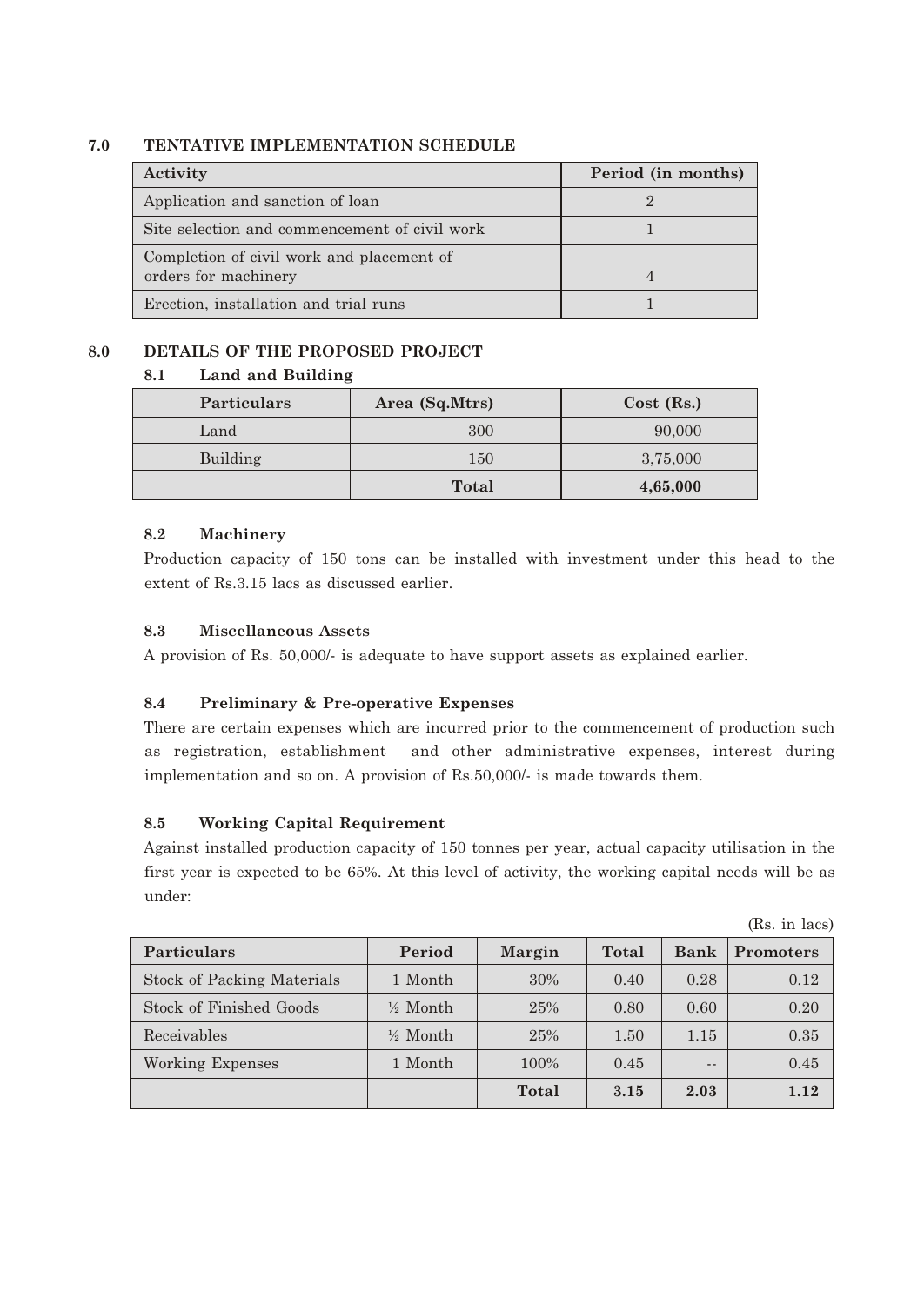## 7.0 TENTATIVE IMPLEMENTATION SCHEDULE

| Activity | Period (in months) |
|---|---|
| Application and sanction of loan | 2 |
| Site selection and commencement of civil work | 1 |
| Completion of civil work and placement of orders for machinery | 4 |
| Erection, installation and trial runs | 1 |

## 8.0 DETAILS OF THE PROPOSED PROJECT

### 8.1 Land and Building

| Particulars | Area (Sq.Mtrs) | Cost (Rs.) |
|---|---|---|
| Land | 300 | 90,000 |
| Building | 150 | 3,75,000 |
| | **Total** | **4,65,000** |

### 8.2 Machinery

Production capacity of 150 tons can be installed with investment under this head to the extent of Rs.3.15 lacs as discussed earlier.

### 8.3 Miscellaneous Assets

A provision of Rs. 50,000/- is adequate to have support assets as explained earlier.

### 8.4 Preliminary & Pre-operative Expenses

There are certain expenses which are incurred prior to the commencement of production such as registration, establishment and other administrative expenses, interest during implementation and so on. A provision of Rs.50,000/- is made towards them.

### 8.5 Working Capital Requirement

Against installed production capacity of 150 tonnes per year, actual capacity utilisation in the first year is expected to be 65%. At this level of activity, the working capital needs will be as under:

(Rs. in lacs)

| Particulars | Period | Margin | Total | Bank | Promoters |
|---|---|---|---|---|---|
| Stock of Packing Materials | 1 Month | 30% | 0.40 | 0.28 | 0.12 |
| Stock of Finished Goods | ½ Month | 25% | 0.80 | 0.60 | 0.20 |
| Receivables | ½ Month | 25% | 1.50 | 1.15 | 0.35 |
| Working Expenses | 1 Month | 100% | 0.45 | -- | 0.45 |
| | | **Total** | **3.15** | **2.03** | **1.12** |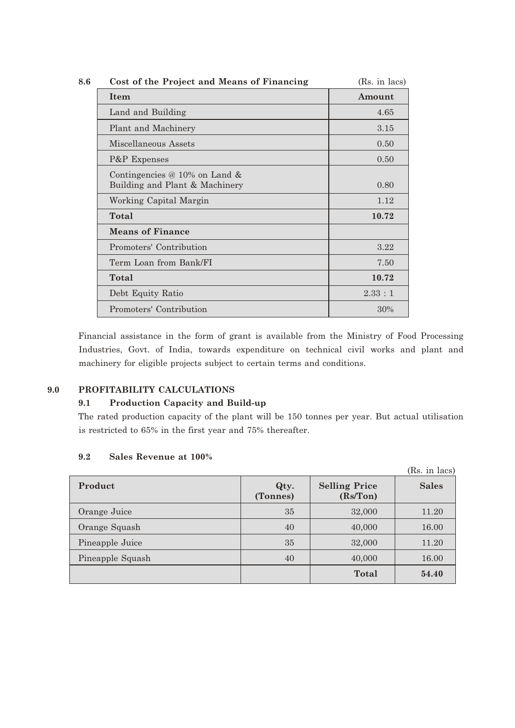### 8.6 Cost of the Project and Means of Financing

(Rs. in lacs)

| Item | Amount |
|---|---|
| Land and Building | 4.65 |
| Plant and Machinery | 3.15 |
| Miscellaneous Assets | 0.50 |
| P&P Expenses | 0.50 |
| Contingencies @ 10% on Land & Building and Plant & Machinery | 0.80 |
| Working Capital Margin | 1.12 |
| **Total** | **10.72** |
| **Means of Finance** | |
| Promoters' Contribution | 3.22 |
| Term Loan from Bank/FI | 7.50 |
| **Total** | **10.72** |
| Debt Equity Ratio | 2.33 : 1 |
| Promoters' Contribution | 30% |

Financial assistance in the form of grant is available from the Ministry of Food Processing Industries, Govt. of India, towards expenditure on technical civil works and plant and machinery for eligible projects subject to certain terms and conditions.

## 9.0 PROFITABILITY CALCULATIONS

### 9.1 Production Capacity and Build-up

The rated production capacity of the plant will be 150 tonnes per year. But actual utilisation is restricted to 65% in the first year and 75% thereafter.

### 9.2 Sales Revenue at 100%

(Rs. in lacs)

| Product | Qty. (Tonnes) | Selling Price (Rs/Ton) | Sales |
|---|---|---|---|
| Orange Juice | 35 | 32,000 | 11.20 |
| Orange Squash | 40 | 40,000 | 16.00 |
| Pineapple Juice | 35 | 32,000 | 11.20 |
| Pineapple Squash | 40 | 40,000 | 16.00 |
| | | **Total** | **54.40** |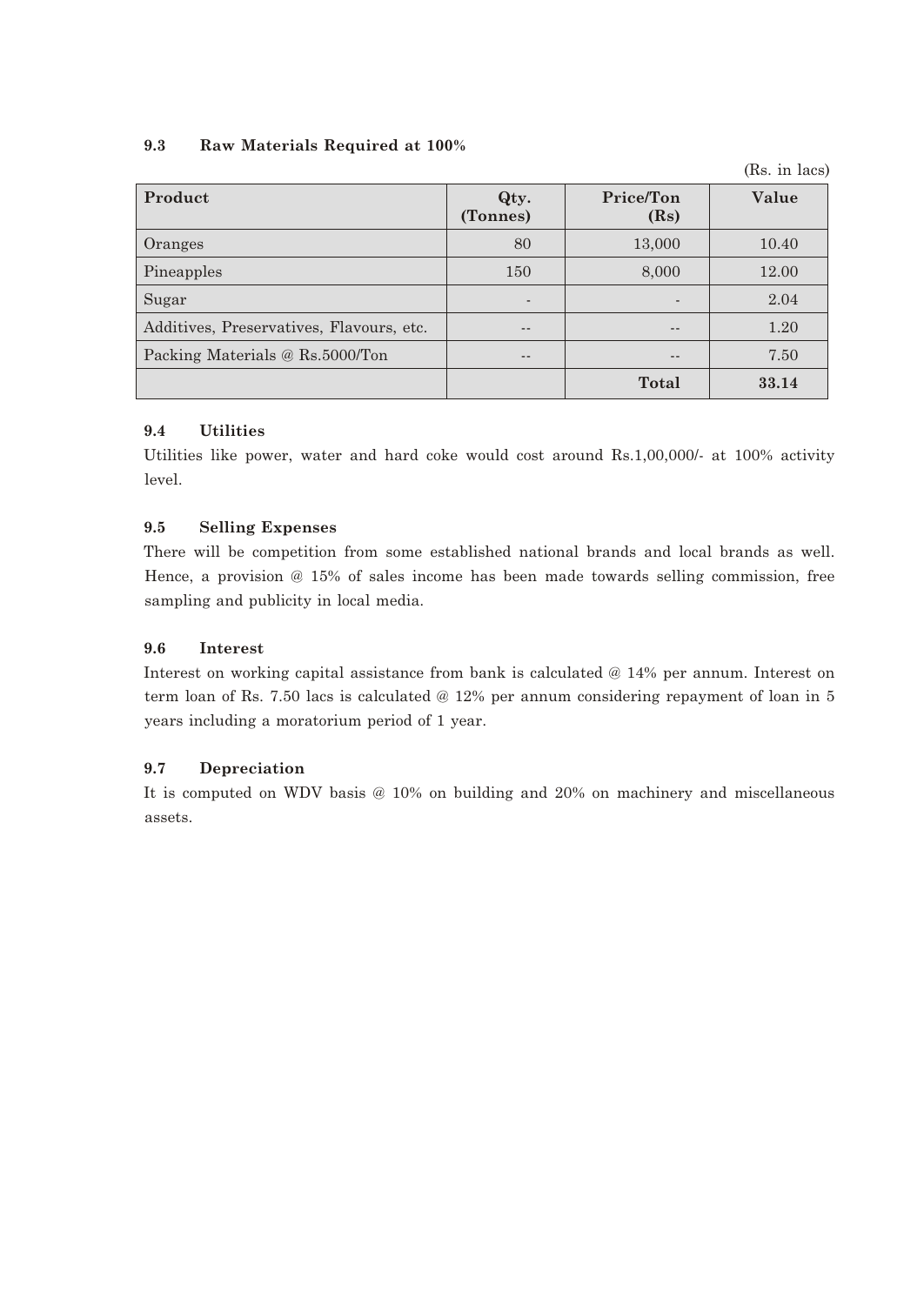### 9.3 Raw Materials Required at 100%

(Rs. in lacs)

| Product | Qty. (Tonnes) | Price/Ton (Rs) | Value |
|---|---|---|---|
| Oranges | 80 | 13,000 | 10.40 |
| Pineapples | 150 | 8,000 | 12.00 |
| Sugar | - | - | 2.04 |
| Additives, Preservatives, Flavours, etc. | -- | -- | 1.20 |
| Packing Materials @ Rs.5000/Ton | -- | -- | 7.50 |
| | | **Total** | **33.14** |

### 9.4 Utilities

Utilities like power, water and hard coke would cost around Rs.1,00,000/- at 100% activity level.

### 9.5 Selling Expenses

There will be competition from some established national brands and local brands as well. Hence, a provision @ 15% of sales income has been made towards selling commission, free sampling and publicity in local media.

### 9.6 Interest

Interest on working capital assistance from bank is calculated @ 14% per annum. Interest on term loan of Rs. 7.50 lacs is calculated @ 12% per annum considering repayment of loan in 5 years including a moratorium period of 1 year.

### 9.7 Depreciation

It is computed on WDV basis @ 10% on building and 20% on machinery and miscellaneous assets.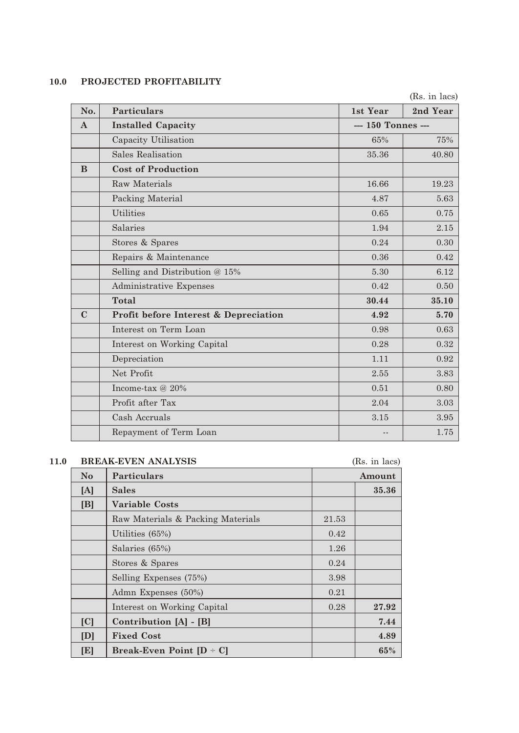## 10.0 PROJECTED PROFITABILITY

(Rs. in lacs)

| No. | Particulars | 1st Year | 2nd Year |
|---|---|---|---|
| **A** | **Installed Capacity** | --- 150 Tonnes --- | |
| | Capacity Utilisation | 65% | 75% |
| | Sales Realisation | 35.36 | 40.80 |
| **B** | **Cost of Production** | | |
| | Raw Materials | 16.66 | 19.23 |
| | Packing Material | 4.87 | 5.63 |
| | Utilities | 0.65 | 0.75 |
| | Salaries | 1.94 | 2.15 |
| | Stores & Spares | 0.24 | 0.30 |
| | Repairs & Maintenance | 0.36 | 0.42 |
| | Selling and Distribution @ 15% | 5.30 | 6.12 |
| | Administrative Expenses | 0.42 | 0.50 |
| | **Total** | **30.44** | **35.10** |
| **C** | **Profit before Interest & Depreciation** | **4.92** | **5.70** |
| | Interest on Term Loan | 0.98 | 0.63 |
| | Interest on Working Capital | 0.28 | 0.32 |
| | Depreciation | 1.11 | 0.92 |
| | Net Profit | 2.55 | 3.83 |
| | Income-tax @ 20% | 0.51 | 0.80 |
| | Profit after Tax | 2.04 | 3.03 |
| | Cash Accruals | 3.15 | 3.95 |
| | Repayment of Term Loan | -- | 1.75 |

## 11.0 BREAK-EVEN ANALYSIS

(Rs. in lacs)

| No | Particulars | | Amount |
|---|---|---|---|
| **[A]** | **Sales** | | **35.36** |
| **[B]** | **Variable Costs** | | |
| | Raw Materials & Packing Materials | 21.53 | |
| | Utilities (65%) | 0.42 | |
| | Salaries (65%) | 1.26 | |
| | Stores & Spares | 0.24 | |
| | Selling Expenses (75%) | 3.98 | |
| | Admn Expenses (50%) | 0.21 | |
| | Interest on Working Capital | 0.28 | 27.92 |
| **[C]** | **Contribution [A] - [B]** | | **7.44** |
| **[D]** | **Fixed Cost** | | **4.89** |
| **[E]** | **Break-Even Point [D ÷ C]** | | **65%** |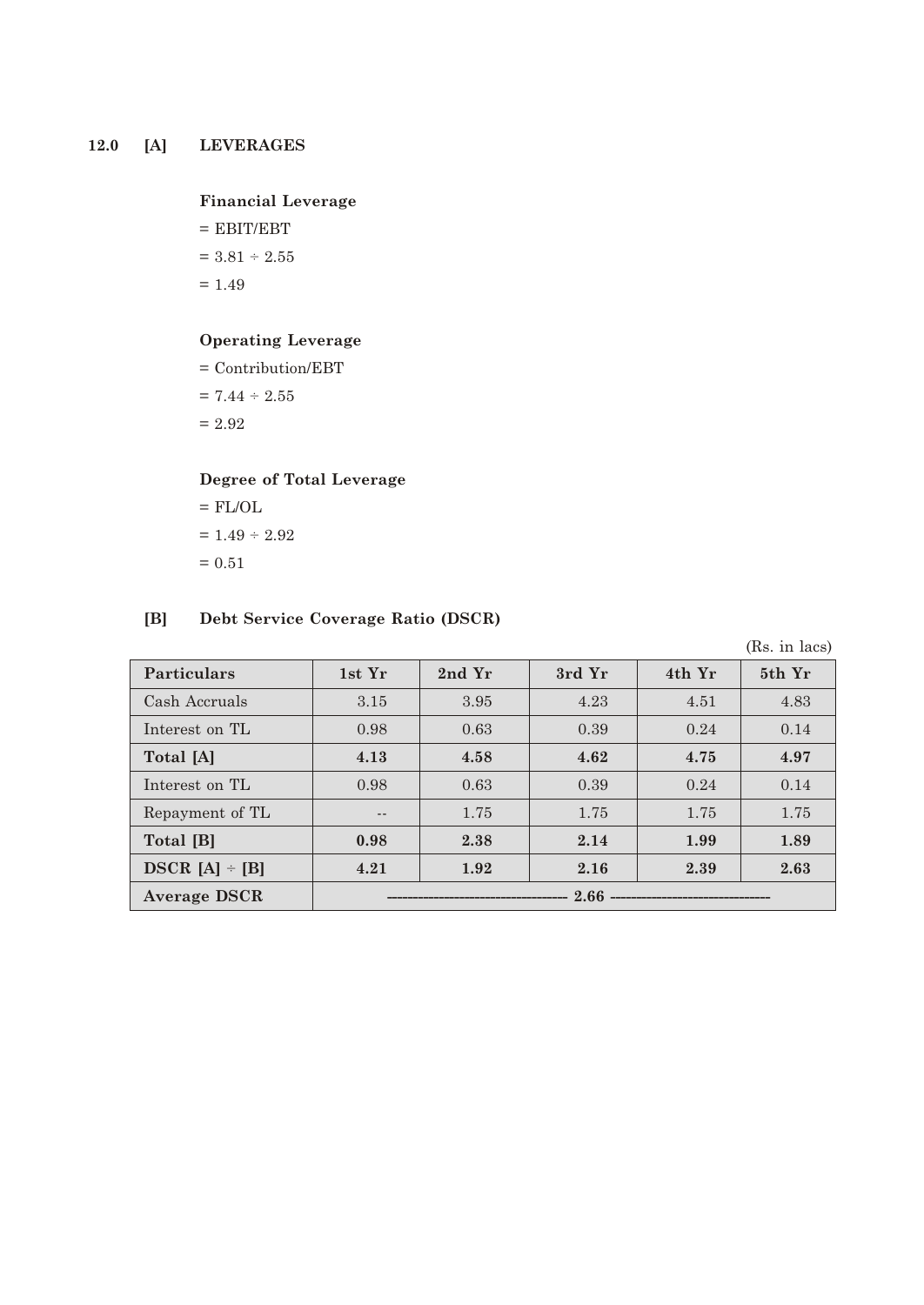## 12.0 [A] LEVERAGES

**Financial Leverage**

= EBIT/EBT

= 3.81 ÷ 2.55

= 1.49

**Operating Leverage**

= Contribution/EBT

= 7.44 ÷ 2.55

= 2.92

**Degree of Total Leverage**

= FL/OL

= 1.49 ÷ 2.92

= 0.51

## [B] Debt Service Coverage Ratio (DSCR)

(Rs. in lacs)

| Particulars | 1st Yr | 2nd Yr | 3rd Yr | 4th Yr | 5th Yr |
|---|---|---|---|---|---|
| Cash Accruals | 3.15 | 3.95 | 4.23 | 4.51 | 4.83 |
| Interest on TL | 0.98 | 0.63 | 0.39 | 0.24 | 0.14 |
| **Total [A]** | **4.13** | **4.58** | **4.62** | **4.75** | **4.97** |
| Interest on TL | 0.98 | 0.63 | 0.39 | 0.24 | 0.14 |
| Repayment of TL | -- | 1.75 | 1.75 | 1.75 | 1.75 |
| **Total [B]** | **0.98** | **2.38** | **2.14** | **1.99** | **1.89** |
| **DSCR [A] ÷ [B]** | **4.21** | **1.92** | **2.16** | **2.39** | **2.63** |
| **Average DSCR** | | | **2.66** | | |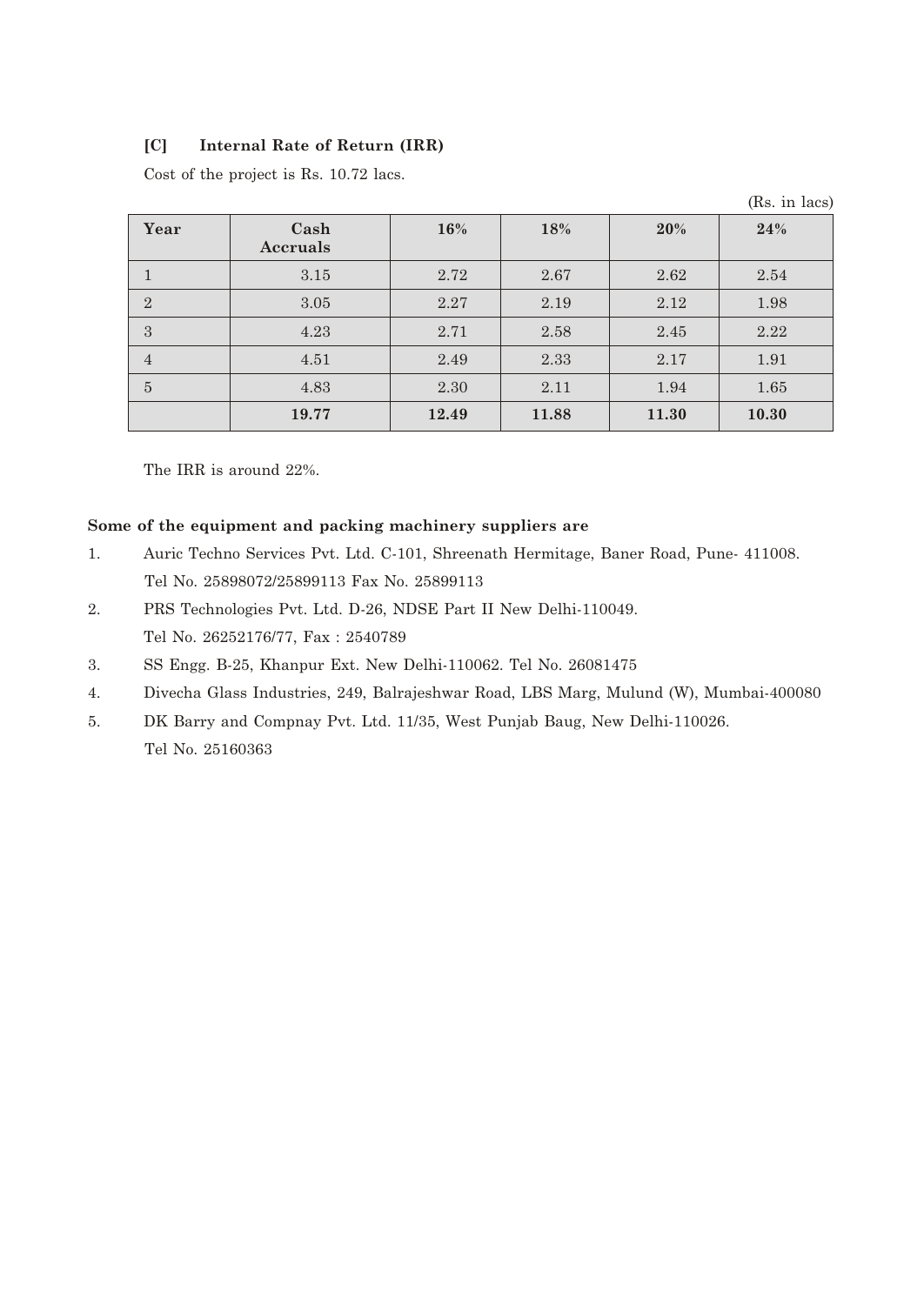### [C] Internal Rate of Return (IRR)

Cost of the project is Rs. 10.72 lacs.

(Rs. in lacs)

| Year | Cash Accruals | 16% | 18% | 20% | 24% |
|---|---|---|---|---|---|
| 1 | 3.15 | 2.72 | 2.67 | 2.62 | 2.54 |
| 2 | 3.05 | 2.27 | 2.19 | 2.12 | 1.98 |
| 3 | 4.23 | 2.71 | 2.58 | 2.45 | 2.22 |
| 4 | 4.51 | 2.49 | 2.33 | 2.17 | 1.91 |
| 5 | 4.83 | 2.30 | 2.11 | 1.94 | 1.65 |
| | **19.77** | **12.49** | **11.88** | **11.30** | **10.30** |

The IRR is around 22%.

**Some of the equipment and packing machinery suppliers are**

1. Auric Techno Services Pvt. Ltd. C-101, Shreenath Hermitage, Baner Road, Pune- 411008.
   Tel No. 25898072/25899113 Fax No. 25899113
2. PRS Technologies Pvt. Ltd. D-26, NDSE Part II New Delhi-110049.
   Tel No. 26252176/77, Fax : 2540789
3. SS Engg. B-25, Khanpur Ext. New Delhi-110062. Tel No. 26081475
4. Divecha Glass Industries, 249, Balrajeshwar Road, LBS Marg, Mulund (W), Mumbai-400080
5. DK Barry and Compnay Pvt. Ltd. 11/35, West Punjab Baug, New Delhi-110026.
   Tel No. 25160363